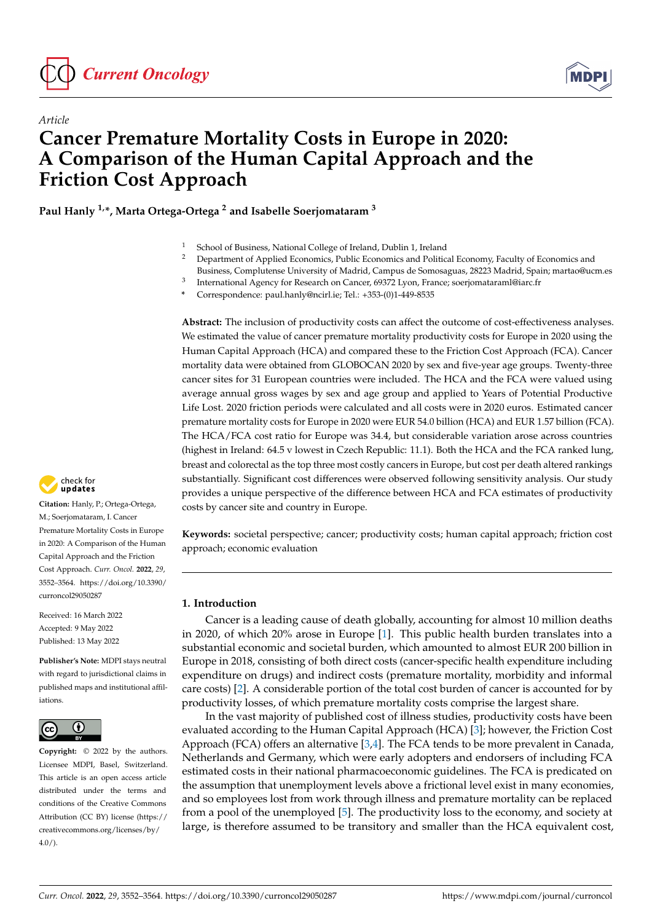*Article*

# Cancer Premature Mortality Costs in Europe in 2020: A Comparison of the Human Capital Approach and the Friction Cost Approach

**Paul Hanly [1,*], Marta Ortega-Ortega [2] and Isabelle Soerjomataram [3]**

[1] School of Business, National College of Ireland, Dublin 1, Ireland
[2] Department of Applied Economics, Public Economics and Political Economy, Faculty of Economics and Business, Complutense University of Madrid, Campus de Somosaguas, 28223 Madrid, Spain; martao@ucm.es
[3] International Agency for Research on Cancer, 69372 Lyon, France; soerjomataraml@iarc.fr
\* Correspondence: paul.hanly@ncirl.ie; Tel.: +353-(0)1-449-8535

**Abstract:** The inclusion of productivity costs can affect the outcome of cost-effectiveness analyses. We estimated the value of cancer premature mortality productivity costs for Europe in 2020 using the Human Capital Approach (HCA) and compared these to the Friction Cost Approach (FCA). Cancer mortality data were obtained from GLOBOCAN 2020 by sex and five-year age groups. Twenty-three cancer sites for 31 European countries were included. The HCA and the FCA were valued using average annual gross wages by sex and age group and applied to Years of Potential Productive Life Lost. 2020 friction periods were calculated and all costs were in 2020 euros. Estimated cancer premature mortality costs for Europe in 2020 were EUR 54.0 billion (HCA) and EUR 1.57 billion (FCA). The HCA/FCA cost ratio for Europe was 34.4, but considerable variation arose across countries (highest in Ireland: 64.5 v lowest in Czech Republic: 11.1). Both the HCA and the FCA ranked lung, breast and colorectal as the top three most costly cancers in Europe, but cost per death altered rankings substantially. Significant cost differences were observed following sensitivity analysis. Our study provides a unique perspective of the difference between HCA and FCA estimates of productivity costs by cancer site and country in Europe.

**Keywords:** societal perspective; cancer; productivity costs; human capital approach; friction cost approach; economic evaluation

**Citation:** Hanly, P.; Ortega-Ortega, M.; Soerjomataram, I. Cancer Premature Mortality Costs in Europe in 2020: A Comparison of the Human Capital Approach and the Friction Cost Approach. *Curr. Oncol.* **2022**, *29*, 3552–3564. https://doi.org/10.3390/curroncol29050287

Received: 16 March 2022
Accepted: 9 May 2022
Published: 13 May 2022

**Publisher's Note:** MDPI stays neutral with regard to jurisdictional claims in published maps and institutional affiliations.

**Copyright:** © 2022 by the authors. Licensee MDPI, Basel, Switzerland. This article is an open access article distributed under the terms and conditions of the Creative Commons Attribution (CC BY) license (https://creativecommons.org/licenses/by/4.0/).

## 1. Introduction

Cancer is a leading cause of death globally, accounting for almost 10 million deaths in 2020, of which 20% arose in Europe [1]. This public health burden translates into a substantial economic and societal burden, which amounted to almost EUR 200 billion in Europe in 2018, consisting of both direct costs (cancer-specific health expenditure including expenditure on drugs) and indirect costs (premature mortality, morbidity and informal care costs) [2]. A considerable portion of the total cost burden of cancer is accounted for by productivity losses, of which premature mortality costs comprise the largest share.

In the vast majority of published cost of illness studies, productivity costs have been evaluated according to the Human Capital Approach (HCA) [3]; however, the Friction Cost Approach (FCA) offers an alternative [3,4]. The FCA tends to be more prevalent in Canada, Netherlands and Germany, which were early adopters and endorsers of including FCA estimated costs in their national pharmacoeconomic guidelines. The FCA is predicated on the assumption that unemployment levels above a frictional level exist in many economies, and so employees lost from work through illness and premature mortality can be replaced from a pool of the unemployed [5]. The productivity loss to the economy, and society at large, is therefore assumed to be transitory and smaller than the HCA equivalent cost,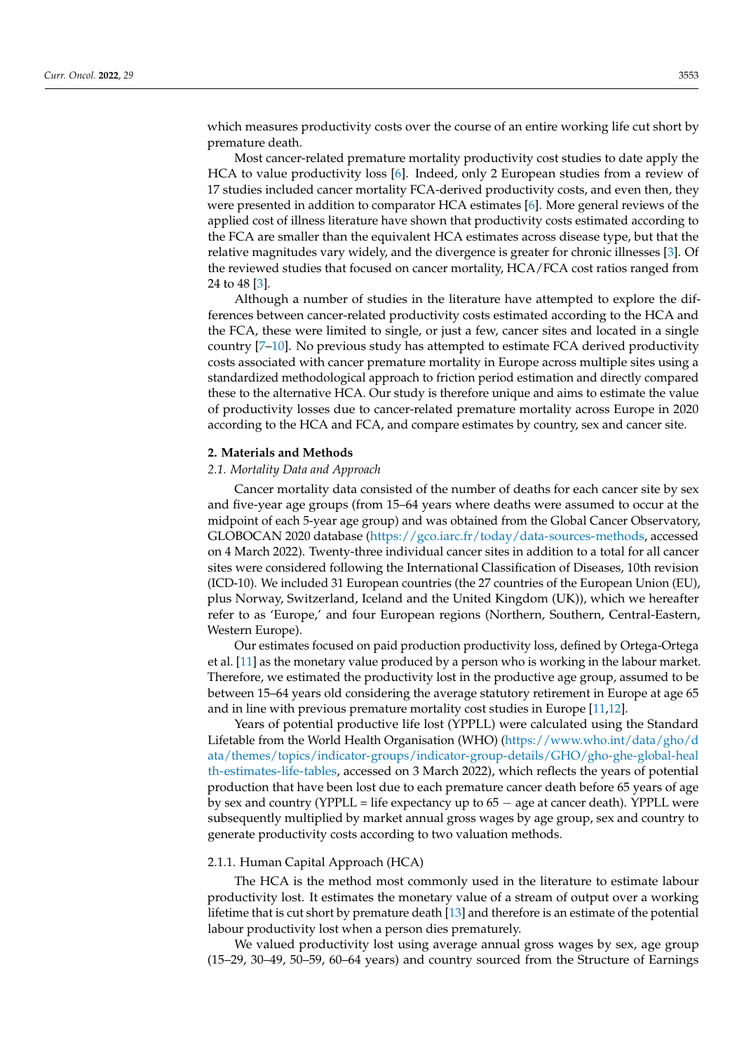which measures productivity costs over the course of an entire working life cut short by premature death.

Most cancer-related premature mortality productivity cost studies to date apply the HCA to value productivity loss [6]. Indeed, only 2 European studies from a review of 17 studies included cancer mortality FCA-derived productivity costs, and even then, they were presented in addition to comparator HCA estimates [6]. More general reviews of the applied cost of illness literature have shown that productivity costs estimated according to the FCA are smaller than the equivalent HCA estimates across disease type, but that the relative magnitudes vary widely, and the divergence is greater for chronic illnesses [3]. Of the reviewed studies that focused on cancer mortality, HCA/FCA cost ratios ranged from 24 to 48 [3].

Although a number of studies in the literature have attempted to explore the differences between cancer-related productivity costs estimated according to the HCA and the FCA, these were limited to single, or just a few, cancer sites and located in a single country [7–10]. No previous study has attempted to estimate FCA derived productivity costs associated with cancer premature mortality in Europe across multiple sites using a standardized methodological approach to friction period estimation and directly compared these to the alternative HCA. Our study is therefore unique and aims to estimate the value of productivity losses due to cancer-related premature mortality across Europe in 2020 according to the HCA and FCA, and compare estimates by country, sex and cancer site.

## 2. Materials and Methods

### *2.1. Mortality Data and Approach*

Cancer mortality data consisted of the number of deaths for each cancer site by sex and five-year age groups (from 15–64 years where deaths were assumed to occur at the midpoint of each 5-year age group) and was obtained from the Global Cancer Observatory, GLOBOCAN 2020 database (https://gco.iarc.fr/today/data-sources-methods, accessed on 4 March 2022). Twenty-three individual cancer sites in addition to a total for all cancer sites were considered following the International Classification of Diseases, 10th revision (ICD-10). We included 31 European countries (the 27 countries of the European Union (EU), plus Norway, Switzerland, Iceland and the United Kingdom (UK)), which we hereafter refer to as 'Europe,' and four European regions (Northern, Southern, Central-Eastern, Western Europe).

Our estimates focused on paid production productivity loss, defined by Ortega-Ortega et al. [11] as the monetary value produced by a person who is working in the labour market. Therefore, we estimated the productivity lost in the productive age group, assumed to be between 15–64 years old considering the average statutory retirement in Europe at age 65 and in line with previous premature mortality cost studies in Europe [11,12].

Years of potential productive life lost (YPPLL) were calculated using the Standard Lifetable from the World Health Organisation (WHO) (https://www.who.int/data/gho/data/themes/topics/indicator-groups/indicator-group-details/GHO/gho-ghe-global-health-estimates-life-tables, accessed on 3 March 2022), which reflects the years of potential production that have been lost due to each premature cancer death before 65 years of age by sex and country (YPPLL = life expectancy up to 65 − age at cancer death). YPPLL were subsequently multiplied by market annual gross wages by age group, sex and country to generate productivity costs according to two valuation methods.

#### 2.1.1. Human Capital Approach (HCA)

The HCA is the method most commonly used in the literature to estimate labour productivity lost. It estimates the monetary value of a stream of output over a working lifetime that is cut short by premature death [13] and therefore is an estimate of the potential labour productivity lost when a person dies prematurely.

We valued productivity lost using average annual gross wages by sex, age group (15–29, 30–49, 50–59, 60–64 years) and country sourced from the Structure of Earnings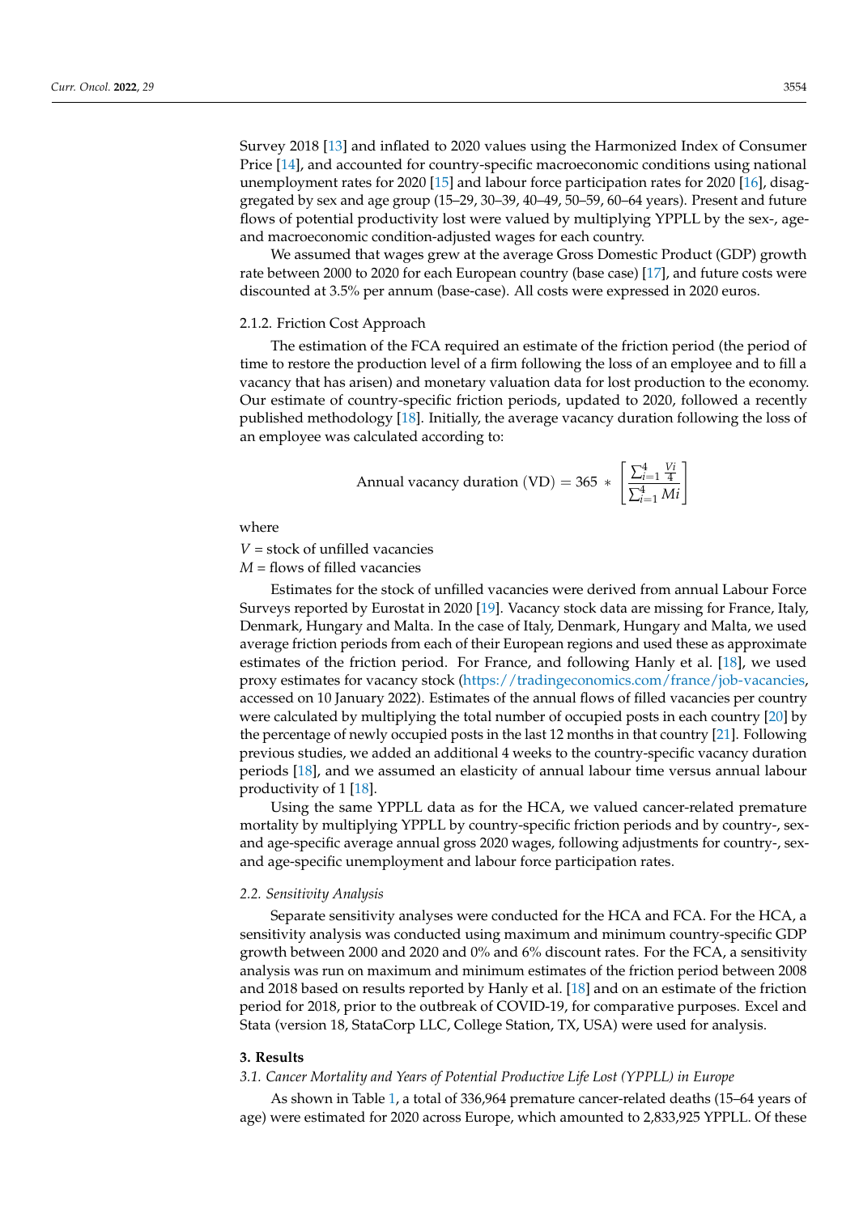Survey 2018 [13] and inflated to 2020 values using the Harmonized Index of Consumer Price [14], and accounted for country-specific macroeconomic conditions using national unemployment rates for 2020 [15] and labour force participation rates for 2020 [16], disaggregated by sex and age group (15–29, 30–39, 40–49, 50–59, 60–64 years). Present and future flows of potential productivity lost were valued by multiplying YPPLL by the sex-, age- and macroeconomic condition-adjusted wages for each country.

We assumed that wages grew at the average Gross Domestic Product (GDP) growth rate between 2000 to 2020 for each European country (base case) [17], and future costs were discounted at 3.5% per annum (base-case). All costs were expressed in 2020 euros.

#### 2.1.2. Friction Cost Approach

The estimation of the FCA required an estimate of the friction period (the period of time to restore the production level of a firm following the loss of an employee and to fill a vacancy that has arisen) and monetary valuation data for lost production to the economy. Our estimate of country-specific friction periods, updated to 2020, followed a recently published methodology [18]. Initially, the average vacancy duration following the loss of an employee was calculated according to:

$$\text{Annual vacancy duration (VD)} = 365 * \left[ \frac{\sum_{i=1}^{4} \frac{Vi}{4}}{\sum_{i=1}^{4} Mi} \right]$$

where

$V$ = stock of unfilled vacancies

$M$ = flows of filled vacancies

Estimates for the stock of unfilled vacancies were derived from annual Labour Force Surveys reported by Eurostat in 2020 [19]. Vacancy stock data are missing for France, Italy, Denmark, Hungary and Malta. In the case of Italy, Denmark, Hungary and Malta, we used average friction periods from each of their European regions and used these as approximate estimates of the friction period. For France, and following Hanly et al. [18], we used proxy estimates for vacancy stock (https://tradingeconomics.com/france/job-vacancies, accessed on 10 January 2022). Estimates of the annual flows of filled vacancies per country were calculated by multiplying the total number of occupied posts in each country [20] by the percentage of newly occupied posts in the last 12 months in that country [21]. Following previous studies, we added an additional 4 weeks to the country-specific vacancy duration periods [18], and we assumed an elasticity of annual labour time versus annual labour productivity of 1 [18].

Using the same YPPLL data as for the HCA, we valued cancer-related premature mortality by multiplying YPPLL by country-specific friction periods and by country-, sex- and age-specific average annual gross 2020 wages, following adjustments for country-, sex- and age-specific unemployment and labour force participation rates.

### *2.2. Sensitivity Analysis*

Separate sensitivity analyses were conducted for the HCA and FCA. For the HCA, a sensitivity analysis was conducted using maximum and minimum country-specific GDP growth between 2000 and 2020 and 0% and 6% discount rates. For the FCA, a sensitivity analysis was run on maximum and minimum estimates of the friction period between 2008 and 2018 based on results reported by Hanly et al. [18] and on an estimate of the friction period for 2018, prior to the outbreak of COVID-19, for comparative purposes. Excel and Stata (version 18, StataCorp LLC, College Station, TX, USA) were used for analysis.

## 3. Results

### *3.1. Cancer Mortality and Years of Potential Productive Life Lost (YPPLL) in Europe*

As shown in Table 1, a total of 336,964 premature cancer-related deaths (15–64 years of age) were estimated for 2020 across Europe, which amounted to 2,833,925 YPPLL. Of these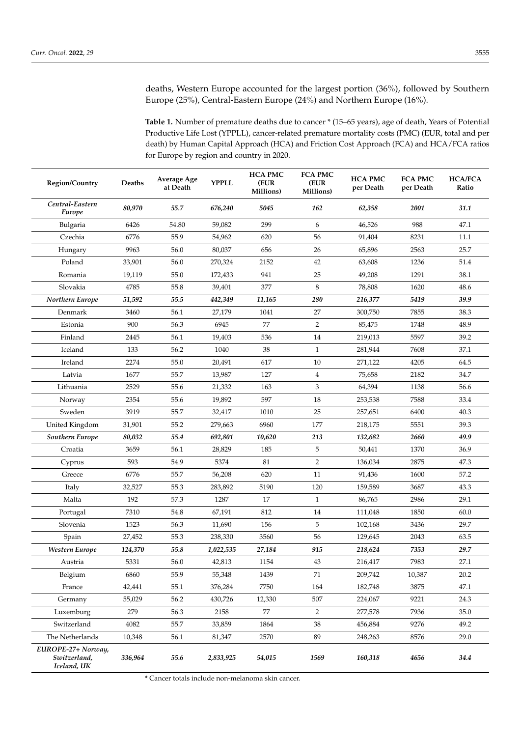deaths, Western Europe accounted for the largest portion (36%), followed by Southern Europe (25%), Central-Eastern Europe (24%) and Northern Europe (16%).

**Table 1.** Number of premature deaths due to cancer * (15–65 years), age of death, Years of Potential Productive Life Lost (YPPLL), cancer-related premature mortality costs (PMC) (EUR, total and per death) by Human Capital Approach (HCA) and Friction Cost Approach (FCA) and HCA/FCA ratios for Europe by region and country in 2020.

| Region/Country | Deaths | Average Age at Death | YPPLL | HCA PMC (EUR Millions) | FCA PMC (EUR Millions) | HCA PMC per Death | FCA PMC per Death | HCA/FCA Ratio |
|---|---|---|---|---|---|---|---|---|
| ***Central-Eastern Europe*** | ***80,970*** | ***55.7*** | ***676,240*** | ***5045*** | ***162*** | ***62,358*** | ***2001*** | ***31.1*** |
| Bulgaria | 6426 | 54.80 | 59,082 | 299 | 6 | 46,526 | 988 | 47.1 |
| Czechia | 6776 | 55.9 | 54,962 | 620 | 56 | 91,404 | 8231 | 11.1 |
| Hungary | 9963 | 56.0 | 80,037 | 656 | 26 | 65,896 | 2563 | 25.7 |
| Poland | 33,901 | 56.0 | 270,324 | 2152 | 42 | 63,608 | 1236 | 51.4 |
| Romania | 19,119 | 55.0 | 172,433 | 941 | 25 | 49,208 | 1291 | 38.1 |
| Slovakia | 4785 | 55.8 | 39,401 | 377 | 8 | 78,808 | 1620 | 48.6 |
| ***Northern Europe*** | ***51,592*** | ***55.5*** | ***442,349*** | ***11,165*** | ***280*** | ***216,377*** | ***5419*** | ***39.9*** |
| Denmark | 3460 | 56.1 | 27,179 | 1041 | 27 | 300,750 | 7855 | 38.3 |
| Estonia | 900 | 56.3 | 6945 | 77 | 2 | 85,475 | 1748 | 48.9 |
| Finland | 2445 | 56.1 | 19,403 | 536 | 14 | 219,013 | 5597 | 39.2 |
| Iceland | 133 | 56.2 | 1040 | 38 | 1 | 281,944 | 7608 | 37.1 |
| Ireland | 2274 | 55.0 | 20,491 | 617 | 10 | 271,122 | 4205 | 64.5 |
| Latvia | 1677 | 55.7 | 13,987 | 127 | 4 | 75,658 | 2182 | 34.7 |
| Lithuania | 2529 | 55.6 | 21,332 | 163 | 3 | 64,394 | 1138 | 56.6 |
| Norway | 2354 | 55.6 | 19,892 | 597 | 18 | 253,538 | 7588 | 33.4 |
| Sweden | 3919 | 55.7 | 32,417 | 1010 | 25 | 257,651 | 6400 | 40.3 |
| United Kingdom | 31,901 | 55.2 | 279,663 | 6960 | 177 | 218,175 | 5551 | 39.3 |
| ***Southern Europe*** | ***80,032*** | ***55.4*** | ***692,801*** | ***10,620*** | ***213*** | ***132,682*** | ***2660*** | ***49.9*** |
| Croatia | 3659 | 56.1 | 28,829 | 185 | 5 | 50,441 | 1370 | 36.9 |
| Cyprus | 593 | 54.9 | 5374 | 81 | 2 | 136,034 | 2875 | 47.3 |
| Greece | 6776 | 55.7 | 56,208 | 620 | 11 | 91,436 | 1600 | 57.2 |
| Italy | 32,527 | 55.3 | 283,892 | 5190 | 120 | 159,589 | 3687 | 43.3 |
| Malta | 192 | 57.3 | 1287 | 17 | 1 | 86,765 | 2986 | 29.1 |
| Portugal | 7310 | 54.8 | 67,191 | 812 | 14 | 111,048 | 1850 | 60.0 |
| Slovenia | 1523 | 56.3 | 11,690 | 156 | 5 | 102,168 | 3436 | 29.7 |
| Spain | 27,452 | 55.3 | 238,330 | 3560 | 56 | 129,645 | 2043 | 63.5 |
| ***Western Europe*** | ***124,370*** | ***55.8*** | ***1,022,535*** | ***27,184*** | ***915*** | ***218,624*** | ***7353*** | ***29.7*** |
| Austria | 5331 | 56.0 | 42,813 | 1154 | 43 | 216,417 | 7983 | 27.1 |
| Belgium | 6860 | 55.9 | 55,348 | 1439 | 71 | 209,742 | 10,387 | 20.2 |
| France | 42,441 | 55.1 | 376,284 | 7750 | 164 | 182,748 | 3875 | 47.1 |
| Germany | 55,029 | 56.2 | 430,726 | 12,330 | 507 | 224,067 | 9221 | 24.3 |
| Luxemburg | 279 | 56.3 | 2158 | 77 | 2 | 277,578 | 7936 | 35.0 |
| Switzerland | 4082 | 55.7 | 33,859 | 1864 | 38 | 456,884 | 9276 | 49.2 |
| The Netherlands | 10,348 | 56.1 | 81,347 | 2570 | 89 | 248,263 | 8576 | 29.0 |
| ***EUROPE-27+ Norway, Switzerland, Iceland, UK*** | ***336,964*** | ***55.6*** | ***2,833,925*** | ***54,015*** | ***1569*** | ***160,318*** | ***4656*** | ***34.4*** |

* Cancer totals include non-melanoma skin cancer.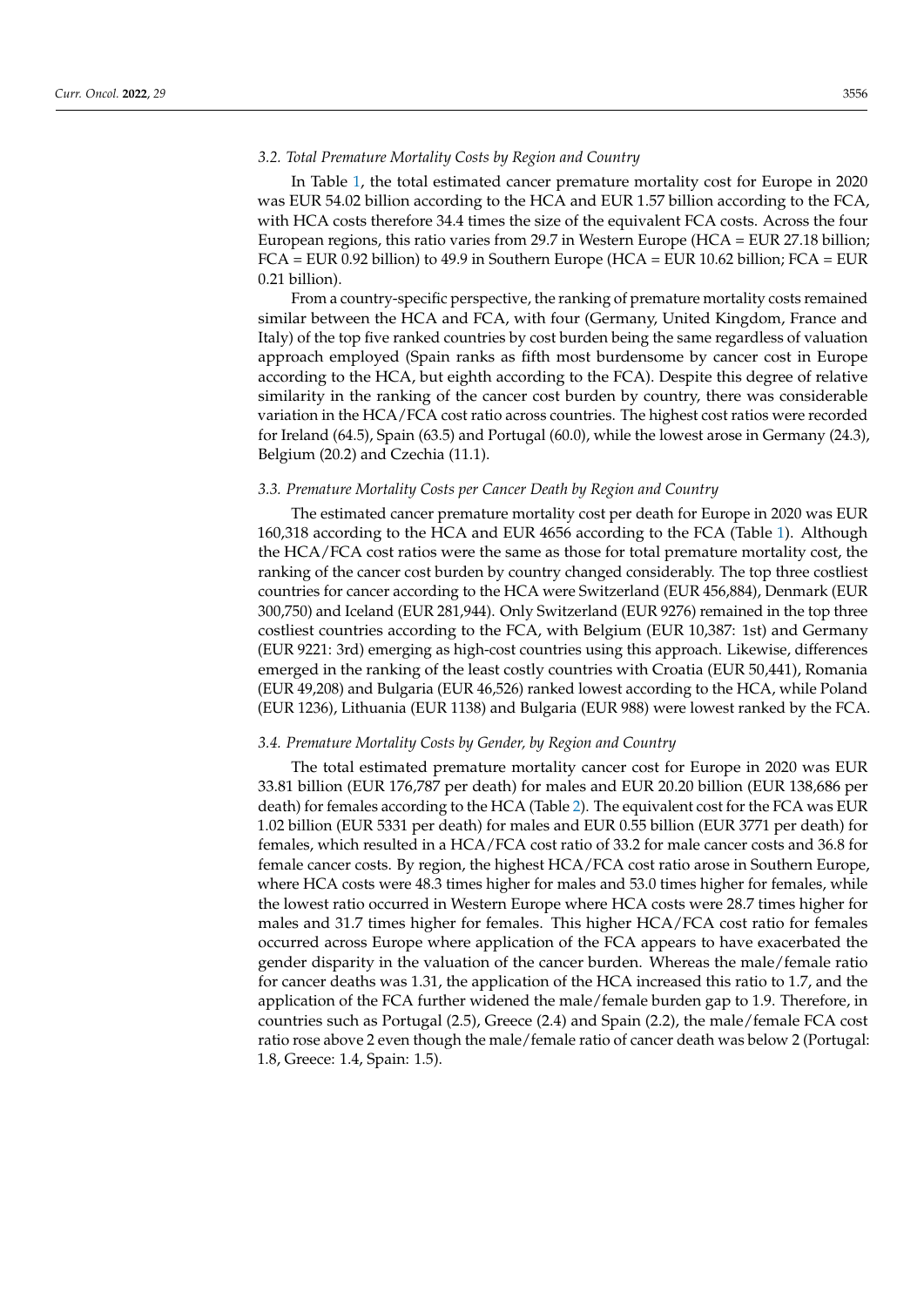### *3.2. Total Premature Mortality Costs by Region and Country*

In Table 1, the total estimated cancer premature mortality cost for Europe in 2020 was EUR 54.02 billion according to the HCA and EUR 1.57 billion according to the FCA, with HCA costs therefore 34.4 times the size of the equivalent FCA costs. Across the four European regions, this ratio varies from 29.7 in Western Europe (HCA = EUR 27.18 billion; FCA = EUR 0.92 billion) to 49.9 in Southern Europe (HCA = EUR 10.62 billion; FCA = EUR 0.21 billion).

From a country-specific perspective, the ranking of premature mortality costs remained similar between the HCA and FCA, with four (Germany, United Kingdom, France and Italy) of the top five ranked countries by cost burden being the same regardless of valuation approach employed (Spain ranks as fifth most burdensome by cancer cost in Europe according to the HCA, but eighth according to the FCA). Despite this degree of relative similarity in the ranking of the cancer cost burden by country, there was considerable variation in the HCA/FCA cost ratio across countries. The highest cost ratios were recorded for Ireland (64.5), Spain (63.5) and Portugal (60.0), while the lowest arose in Germany (24.3), Belgium (20.2) and Czechia (11.1).

### *3.3. Premature Mortality Costs per Cancer Death by Region and Country*

The estimated cancer premature mortality cost per death for Europe in 2020 was EUR 160,318 according to the HCA and EUR 4656 according to the FCA (Table 1). Although the HCA/FCA cost ratios were the same as those for total premature mortality cost, the ranking of the cancer cost burden by country changed considerably. The top three costliest countries for cancer according to the HCA were Switzerland (EUR 456,884), Denmark (EUR 300,750) and Iceland (EUR 281,944). Only Switzerland (EUR 9276) remained in the top three costliest countries according to the FCA, with Belgium (EUR 10,387: 1st) and Germany (EUR 9221: 3rd) emerging as high-cost countries using this approach. Likewise, differences emerged in the ranking of the least costly countries with Croatia (EUR 50,441), Romania (EUR 49,208) and Bulgaria (EUR 46,526) ranked lowest according to the HCA, while Poland (EUR 1236), Lithuania (EUR 1138) and Bulgaria (EUR 988) were lowest ranked by the FCA.

### *3.4. Premature Mortality Costs by Gender, by Region and Country*

The total estimated premature mortality cancer cost for Europe in 2020 was EUR 33.81 billion (EUR 176,787 per death) for males and EUR 20.20 billion (EUR 138,686 per death) for females according to the HCA (Table 2). The equivalent cost for the FCA was EUR 1.02 billion (EUR 5331 per death) for males and EUR 0.55 billion (EUR 3771 per death) for females, which resulted in a HCA/FCA cost ratio of 33.2 for male cancer costs and 36.8 for female cancer costs. By region, the highest HCA/FCA cost ratio arose in Southern Europe, where HCA costs were 48.3 times higher for males and 53.0 times higher for females, while the lowest ratio occurred in Western Europe where HCA costs were 28.7 times higher for males and 31.7 times higher for females. This higher HCA/FCA cost ratio for females occurred across Europe where application of the FCA appears to have exacerbated the gender disparity in the valuation of the cancer burden. Whereas the male/female ratio for cancer deaths was 1.31, the application of the HCA increased this ratio to 1.7, and the application of the FCA further widened the male/female burden gap to 1.9. Therefore, in countries such as Portugal (2.5), Greece (2.4) and Spain (2.2), the male/female FCA cost ratio rose above 2 even though the male/female ratio of cancer death was below 2 (Portugal: 1.8, Greece: 1.4, Spain: 1.5).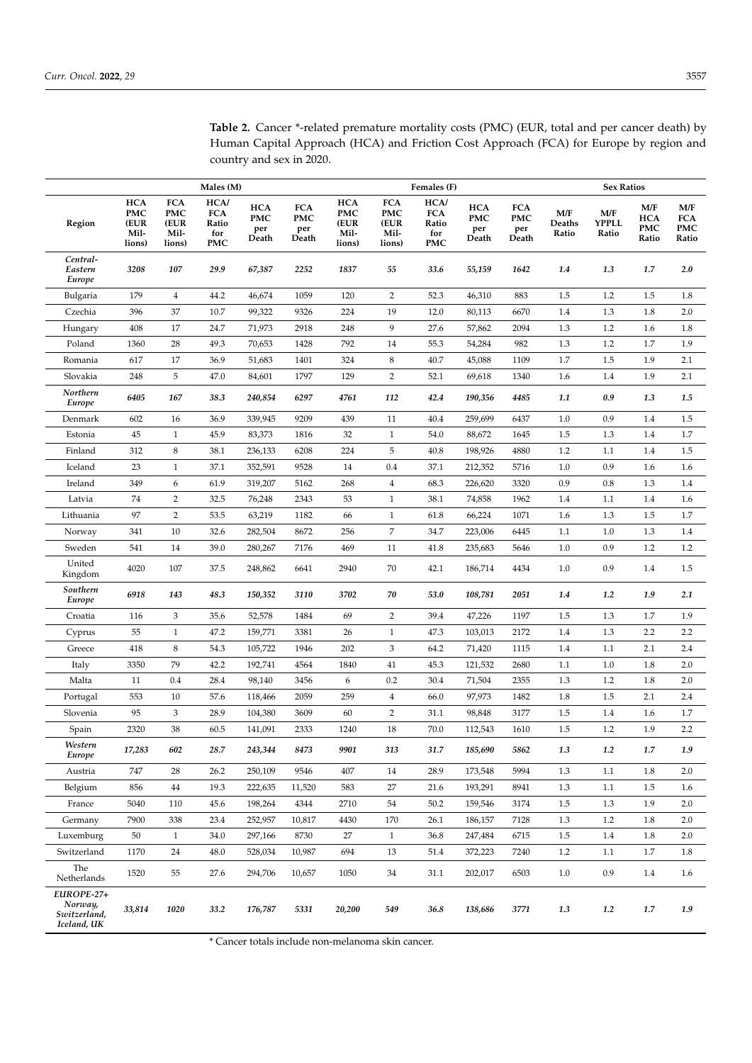**Table 2.** Cancer *-related premature mortality costs (PMC) (EUR, total and per cancer death) by Human Capital Approach (HCA) and Friction Cost Approach (FCA) for Europe by region and country and sex in 2020.

| | Males (M) | | | | | Females (F) | | | | | Sex Ratios | | | |
|---|---|---|---|---|---|---|---|---|---|---|---|---|---|---|
| Region | HCA PMC (EUR Millions) | FCA PMC (EUR Millions) | HCA/FCA Ratio for PMC | HCA PMC per Death | FCA PMC per Death | HCA PMC (EUR Millions) | FCA PMC (EUR Millions) | HCA/FCA Ratio for PMC | HCA PMC per Death | FCA PMC per Death | M/F Deaths Ratio | M/F YPPLL Ratio | M/F HCA PMC Ratio | M/F FCA PMC Ratio |
| ***Central-Eastern Europe*** | ***3208*** | ***107*** | ***29.9*** | ***67,387*** | ***2252*** | ***1837*** | ***55*** | ***33.6*** | ***55,159*** | ***1642*** | ***1.4*** | ***1.3*** | ***1.7*** | ***2.0*** |
| Bulgaria | 179 | 4 | 44.2 | 46,674 | 1059 | 120 | 2 | 52.3 | 46,310 | 883 | 1.5 | 1.2 | 1.5 | 1.8 |
| Czechia | 396 | 37 | 10.7 | 99,322 | 9326 | 224 | 19 | 12.0 | 80,113 | 6670 | 1.4 | 1.3 | 1.8 | 2.0 |
| Hungary | 408 | 17 | 24.7 | 71,973 | 2918 | 248 | 9 | 27.6 | 57,862 | 2094 | 1.3 | 1.2 | 1.6 | 1.8 |
| Poland | 1360 | 28 | 49.3 | 70,653 | 1428 | 792 | 14 | 55.3 | 54,284 | 982 | 1.3 | 1.2 | 1.7 | 1.9 |
| Romania | 617 | 17 | 36.9 | 51,683 | 1401 | 324 | 8 | 40.7 | 45,088 | 1109 | 1.7 | 1.5 | 1.9 | 2.1 |
| Slovakia | 248 | 5 | 47.0 | 84,601 | 1797 | 129 | 2 | 52.1 | 69,618 | 1340 | 1.6 | 1.4 | 1.9 | 2.1 |
| ***Northern Europe*** | ***6405*** | ***167*** | ***38.3*** | ***240,854*** | ***6297*** | ***4761*** | ***112*** | ***42.4*** | ***190,356*** | ***4485*** | ***1.1*** | ***0.9*** | ***1.3*** | ***1.5*** |
| Denmark | 602 | 16 | 36.9 | 339,945 | 9209 | 439 | 11 | 40.4 | 259,699 | 6437 | 1.0 | 0.9 | 1.4 | 1.5 |
| Estonia | 45 | 1 | 45.9 | 83,373 | 1816 | 32 | 1 | 54.0 | 88,672 | 1645 | 1.5 | 1.3 | 1.4 | 1.7 |
| Finland | 312 | 8 | 38.1 | 236,133 | 6208 | 224 | 5 | 40.8 | 198,926 | 4880 | 1.2 | 1.1 | 1.4 | 1.5 |
| Iceland | 23 | 1 | 37.1 | 352,591 | 9528 | 14 | 0.4 | 37.1 | 212,352 | 5716 | 1.0 | 0.9 | 1.6 | 1.6 |
| Ireland | 349 | 6 | 61.9 | 319,207 | 5162 | 268 | 4 | 68.3 | 226,620 | 3320 | 0.9 | 0.8 | 1.3 | 1.4 |
| Latvia | 74 | 2 | 32.5 | 76,248 | 2343 | 53 | 1 | 38.1 | 74,858 | 1962 | 1.4 | 1.1 | 1.4 | 1.6 |
| Lithuania | 97 | 2 | 53.5 | 63,219 | 1182 | 66 | 1 | 61.8 | 66,224 | 1071 | 1.6 | 1.3 | 1.5 | 1.7 |
| Norway | 341 | 10 | 32.6 | 282,504 | 8672 | 256 | 7 | 34.7 | 223,006 | 6445 | 1.1 | 1.0 | 1.3 | 1.4 |
| Sweden | 541 | 14 | 39.0 | 280,267 | 7176 | 469 | 11 | 41.8 | 235,683 | 5646 | 1.0 | 0.9 | 1.2 | 1.2 |
| United Kingdom | 4020 | 107 | 37.5 | 248,862 | 6641 | 2940 | 70 | 42.1 | 186,714 | 4434 | 1.0 | 0.9 | 1.4 | 1.5 |
| ***Southern Europe*** | ***6918*** | ***143*** | ***48.3*** | ***150,352*** | ***3110*** | ***3702*** | ***70*** | ***53.0*** | ***108,781*** | ***2051*** | ***1.4*** | ***1.2*** | ***1.9*** | ***2.1*** |
| Croatia | 116 | 3 | 35.6 | 52,578 | 1484 | 69 | 2 | 39.4 | 47,226 | 1197 | 1.5 | 1.3 | 1.7 | 1.9 |
| Cyprus | 55 | 1 | 47.2 | 159,771 | 3381 | 26 | 1 | 47.3 | 103,013 | 2172 | 1.4 | 1.3 | 2.2 | 2.2 |
| Greece | 418 | 8 | 54.3 | 105,722 | 1946 | 202 | 3 | 64.2 | 71,420 | 1115 | 1.4 | 1.1 | 2.1 | 2.4 |
| Italy | 3350 | 79 | 42.2 | 192,741 | 4564 | 1840 | 41 | 45.3 | 121,532 | 2680 | 1.1 | 1.0 | 1.8 | 2.0 |
| Malta | 11 | 0.4 | 28.4 | 98,140 | 3456 | 6 | 0.2 | 30.4 | 71,504 | 2355 | 1.3 | 1.2 | 1.8 | 2.0 |
| Portugal | 553 | 10 | 57.6 | 118,466 | 2059 | 259 | 4 | 66.0 | 97,973 | 1482 | 1.8 | 1.5 | 2.1 | 2.4 |
| Slovenia | 95 | 3 | 28.9 | 104,380 | 3609 | 60 | 2 | 31.1 | 98,848 | 3177 | 1.5 | 1.4 | 1.6 | 1.7 |
| Spain | 2320 | 38 | 60.5 | 141,091 | 2333 | 1240 | 18 | 70.0 | 112,543 | 1610 | 1.5 | 1.2 | 1.9 | 2.2 |
| ***Western Europe*** | ***17,283*** | ***602*** | ***28.7*** | ***243,344*** | ***8473*** | ***9901*** | ***313*** | ***31.7*** | ***185,690*** | ***5862*** | ***1.3*** | ***1.2*** | ***1.7*** | ***1.9*** |
| Austria | 747 | 28 | 26.2 | 250,109 | 9546 | 407 | 14 | 28.9 | 173,548 | 5994 | 1.3 | 1.1 | 1.8 | 2.0 |
| Belgium | 856 | 44 | 19.3 | 222,635 | 11,520 | 583 | 27 | 21.6 | 193,291 | 8941 | 1.3 | 1.1 | 1.5 | 1.6 |
| France | 5040 | 110 | 45.6 | 198,264 | 4344 | 2710 | 54 | 50.2 | 159,546 | 3174 | 1.5 | 1.3 | 1.9 | 2.0 |
| Germany | 7900 | 338 | 23.4 | 252,957 | 10,817 | 4430 | 170 | 26.1 | 186,157 | 7128 | 1.3 | 1.2 | 1.8 | 2.0 |
| Luxemburg | 50 | 1 | 34.0 | 297,166 | 8730 | 27 | 1 | 36.8 | 247,484 | 6715 | 1.5 | 1.4 | 1.8 | 2.0 |
| Switzerland | 1170 | 24 | 48.0 | 528,034 | 10,987 | 694 | 13 | 51.4 | 372,223 | 7240 | 1.2 | 1.1 | 1.7 | 1.8 |
| The Netherlands | 1520 | 55 | 27.6 | 294,706 | 10,657 | 1050 | 34 | 31.1 | 202,017 | 6503 | 1.0 | 0.9 | 1.4 | 1.6 |
| ***EUROPE-27+ Norway, Switzerland, Iceland, UK*** | ***33,814*** | ***1020*** | ***33.2*** | ***176,787*** | ***5331*** | ***20,200*** | ***549*** | ***36.8*** | ***138,686*** | ***3771*** | ***1.3*** | ***1.2*** | ***1.7*** | ***1.9*** |

* Cancer totals include non-melanoma skin cancer.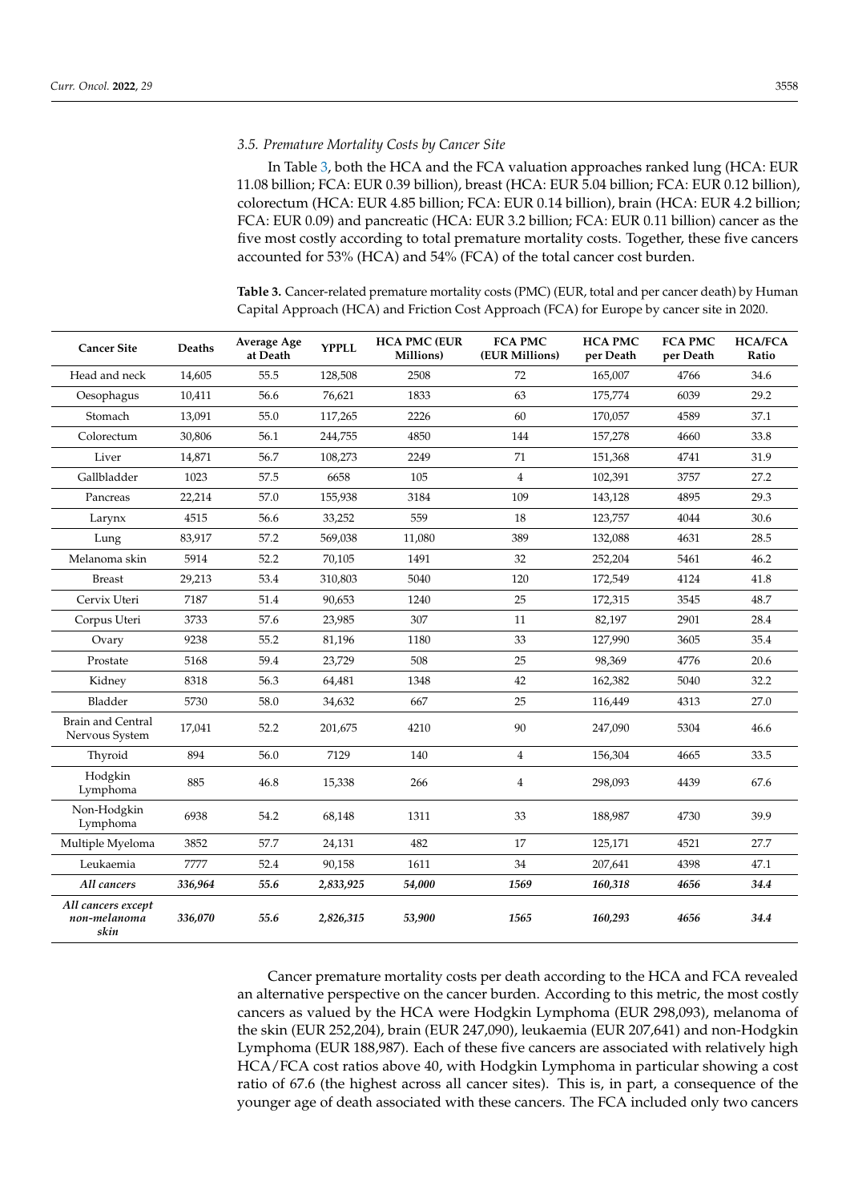### 3.5. Premature Mortality Costs by Cancer Site

In Table 3, both the HCA and the FCA valuation approaches ranked lung (HCA: EUR 11.08 billion; FCA: EUR 0.39 billion), breast (HCA: EUR 5.04 billion; FCA: EUR 0.12 billion), colorectum (HCA: EUR 4.85 billion; FCA: EUR 0.14 billion), brain (HCA: EUR 4.2 billion; FCA: EUR 0.09) and pancreatic (HCA: EUR 3.2 billion; FCA: EUR 0.11 billion) cancer as the five most costly according to total premature mortality costs. Together, these five cancers accounted for 53% (HCA) and 54% (FCA) of the total cancer cost burden.

**Table 3.** Cancer-related premature mortality costs (PMC) (EUR, total and per cancer death) by Human Capital Approach (HCA) and Friction Cost Approach (FCA) for Europe by cancer site in 2020.

| Cancer Site | Deaths | Average Age at Death | YPPLL | HCA PMC (EUR Millions) | FCA PMC (EUR Millions) | HCA PMC per Death | FCA PMC per Death | HCA/FCA Ratio |
|---|---|---|---|---|---|---|---|---|
| Head and neck | 14,605 | 55.5 | 128,508 | 2508 | 72 | 165,007 | 4766 | 34.6 |
| Oesophagus | 10,411 | 56.6 | 76,621 | 1833 | 63 | 175,774 | 6039 | 29.2 |
| Stomach | 13,091 | 55.0 | 117,265 | 2226 | 60 | 170,057 | 4589 | 37.1 |
| Colorectum | 30,806 | 56.1 | 244,755 | 4850 | 144 | 157,278 | 4660 | 33.8 |
| Liver | 14,871 | 56.7 | 108,273 | 2249 | 71 | 151,368 | 4741 | 31.9 |
| Gallbladder | 1023 | 57.5 | 6658 | 105 | 4 | 102,391 | 3757 | 27.2 |
| Pancreas | 22,214 | 57.0 | 155,938 | 3184 | 109 | 143,128 | 4895 | 29.3 |
| Larynx | 4515 | 56.6 | 33,252 | 559 | 18 | 123,757 | 4044 | 30.6 |
| Lung | 83,917 | 57.2 | 569,038 | 11,080 | 389 | 132,088 | 4631 | 28.5 |
| Melanoma skin | 5914 | 52.2 | 70,105 | 1491 | 32 | 252,204 | 5461 | 46.2 |
| Breast | 29,213 | 53.4 | 310,803 | 5040 | 120 | 172,549 | 4124 | 41.8 |
| Cervix Uteri | 7187 | 51.4 | 90,653 | 1240 | 25 | 172,315 | 3545 | 48.7 |
| Corpus Uteri | 3733 | 57.6 | 23,985 | 307 | 11 | 82,197 | 2901 | 28.4 |
| Ovary | 9238 | 55.2 | 81,196 | 1180 | 33 | 127,990 | 3605 | 35.4 |
| Prostate | 5168 | 59.4 | 23,729 | 508 | 25 | 98,369 | 4776 | 20.6 |
| Kidney | 8318 | 56.3 | 64,481 | 1348 | 42 | 162,382 | 5040 | 32.2 |
| Bladder | 5730 | 58.0 | 34,632 | 667 | 25 | 116,449 | 4313 | 27.0 |
| Brain and Central Nervous System | 17,041 | 52.2 | 201,675 | 4210 | 90 | 247,090 | 5304 | 46.6 |
| Thyroid | 894 | 56.0 | 7129 | 140 | 4 | 156,304 | 4665 | 33.5 |
| Hodgkin Lymphoma | 885 | 46.8 | 15,338 | 266 | 4 | 298,093 | 4439 | 67.6 |
| Non-Hodgkin Lymphoma | 6938 | 54.2 | 68,148 | 1311 | 33 | 188,987 | 4730 | 39.9 |
| Multiple Myeloma | 3852 | 57.7 | 24,131 | 482 | 17 | 125,171 | 4521 | 27.7 |
| Leukaemia | 7777 | 52.4 | 90,158 | 1611 | 34 | 207,641 | 4398 | 47.1 |
| ***All cancers*** | ***336,964*** | ***55.6*** | ***2,833,925*** | ***54,000*** | ***1569*** | ***160,318*** | ***4656*** | ***34.4*** |
| ***All cancers except non-melanoma skin*** | ***336,070*** | ***55.6*** | ***2,826,315*** | ***53,900*** | ***1565*** | ***160,293*** | ***4656*** | ***34.4*** |

Cancer premature mortality costs per death according to the HCA and FCA revealed an alternative perspective on the cancer burden. According to this metric, the most costly cancers as valued by the HCA were Hodgkin Lymphoma (EUR 298,093), melanoma of the skin (EUR 252,204), brain (EUR 247,090), leukaemia (EUR 207,641) and non-Hodgkin Lymphoma (EUR 188,987). Each of these five cancers are associated with relatively high HCA/FCA cost ratios above 40, with Hodgkin Lymphoma in particular showing a cost ratio of 67.6 (the highest across all cancer sites). This is, in part, a consequence of the younger age of death associated with these cancers. The FCA included only two cancers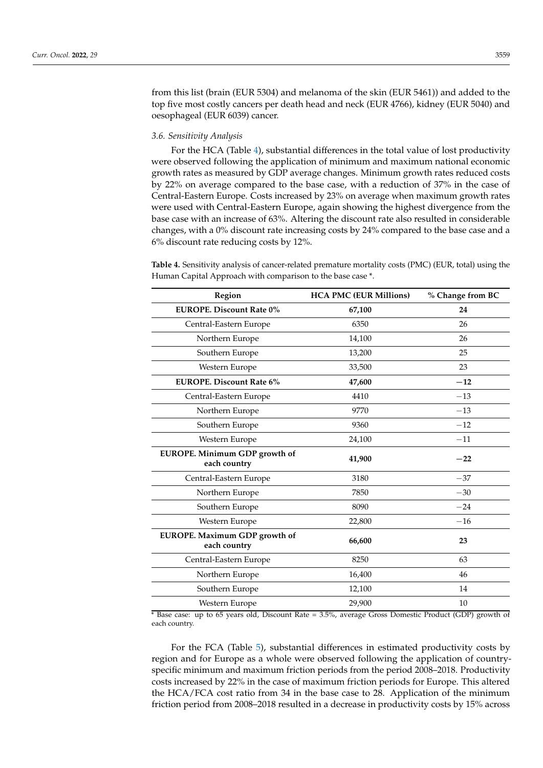from this list (brain (EUR 5304) and melanoma of the skin (EUR 5461)) and added to the top five most costly cancers per death head and neck (EUR 4766), kidney (EUR 5040) and oesophageal (EUR 6039) cancer.

### 3.6. Sensitivity Analysis

For the HCA (Table 4), substantial differences in the total value of lost productivity were observed following the application of minimum and maximum national economic growth rates as measured by GDP average changes. Minimum growth rates reduced costs by 22% on average compared to the base case, with a reduction of 37% in the case of Central-Eastern Europe. Costs increased by 23% on average when maximum growth rates were used with Central-Eastern Europe, again showing the highest divergence from the base case with an increase of 63%. Altering the discount rate also resulted in considerable changes, with a 0% discount rate increasing costs by 24% compared to the base case and a 6% discount rate reducing costs by 12%.

**Table 4.** Sensitivity analysis of cancer-related premature mortality costs (PMC) (EUR, total) using the Human Capital Approach with comparison to the base case *.

| Region | HCA PMC (EUR Millions) | % Change from BC |
| --- | --- | --- |
| **EUROPE. Discount Rate 0%** | **67,100** | **24** |
| Central-Eastern Europe | 6350 | 26 |
| Northern Europe | 14,100 | 26 |
| Southern Europe | 13,200 | 25 |
| Western Europe | 33,500 | 23 |
| **EUROPE. Discount Rate 6%** | **47,600** | **−12** |
| Central-Eastern Europe | 4410 | −13 |
| Northern Europe | 9770 | −13 |
| Southern Europe | 9360 | −12 |
| Western Europe | 24,100 | −11 |
| **EUROPE. Minimum GDP growth of each country** | **41,900** | **−22** |
| Central-Eastern Europe | 3180 | −37 |
| Northern Europe | 7850 | −30 |
| Southern Europe | 8090 | −24 |
| Western Europe | 22,800 | −16 |
| **EUROPE. Maximum GDP growth of each country** | **66,600** | **23** |
| Central-Eastern Europe | 8250 | 63 |
| Northern Europe | 16,400 | 46 |
| Southern Europe | 12,100 | 14 |
| Western Europe | 29,900 | 10 |

* Base case: up to 65 years old, Discount Rate = 3.5%, average Gross Domestic Product (GDP) growth of each country.

For the FCA (Table 5), substantial differences in estimated productivity costs by region and for Europe as a whole were observed following the application of country-specific minimum and maximum friction periods from the period 2008–2018. Productivity costs increased by 22% in the case of maximum friction periods for Europe. This altered the HCA/FCA cost ratio from 34 in the base case to 28. Application of the minimum friction period from 2008–2018 resulted in a decrease in productivity costs by 15% across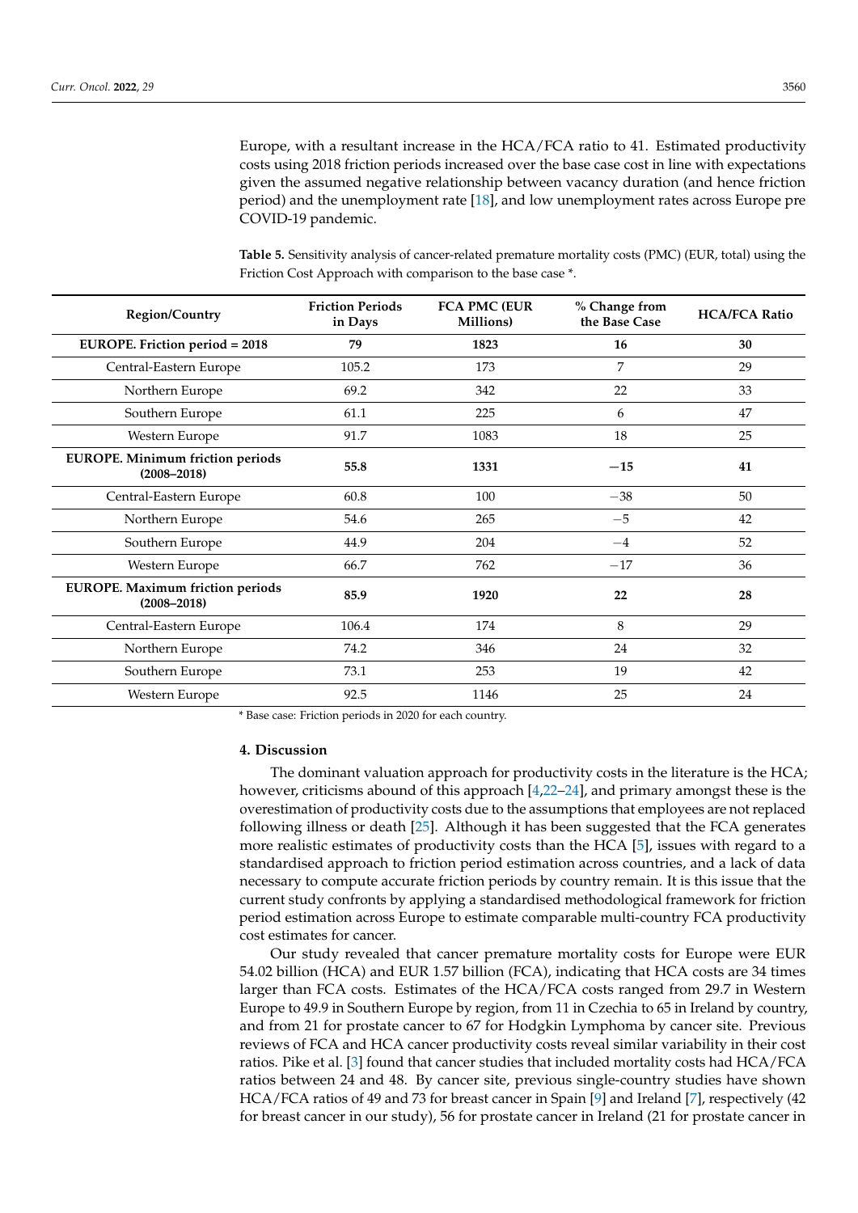Europe, with a resultant increase in the HCA/FCA ratio to 41. Estimated productivity costs using 2018 friction periods increased over the base case cost in line with expectations given the assumed negative relationship between vacancy duration (and hence friction period) and the unemployment rate [18], and low unemployment rates across Europe pre COVID-19 pandemic.

**Table 5.** Sensitivity analysis of cancer-related premature mortality costs (PMC) (EUR, total) using the Friction Cost Approach with comparison to the base case *.

| Region/Country | Friction Periods in Days | FCA PMC (EUR Millions) | % Change from the Base Case | HCA/FCA Ratio |
|---|---|---|---|---|
| **EUROPE. Friction period = 2018** | **79** | **1823** | **16** | **30** |
| Central-Eastern Europe | 105.2 | 173 | 7 | 29 |
| Northern Europe | 69.2 | 342 | 22 | 33 |
| Southern Europe | 61.1 | 225 | 6 | 47 |
| Western Europe | 91.7 | 1083 | 18 | 25 |
| **EUROPE. Minimum friction periods (2008–2018)** | **55.8** | **1331** | **−15** | **41** |
| Central-Eastern Europe | 60.8 | 100 | −38 | 50 |
| Northern Europe | 54.6 | 265 | −5 | 42 |
| Southern Europe | 44.9 | 204 | −4 | 52 |
| Western Europe | 66.7 | 762 | −17 | 36 |
| **EUROPE. Maximum friction periods (2008–2018)** | **85.9** | **1920** | **22** | **28** |
| Central-Eastern Europe | 106.4 | 174 | 8 | 29 |
| Northern Europe | 74.2 | 346 | 24 | 32 |
| Southern Europe | 73.1 | 253 | 19 | 42 |
| Western Europe | 92.5 | 1146 | 25 | 24 |

* Base case: Friction periods in 2020 for each country.

## 4. Discussion

The dominant valuation approach for productivity costs in the literature is the HCA; however, criticisms abound of this approach [4,22–24], and primary amongst these is the overestimation of productivity costs due to the assumptions that employees are not replaced following illness or death [25]. Although it has been suggested that the FCA generates more realistic estimates of productivity costs than the HCA [5], issues with regard to a standardised approach to friction period estimation across countries, and a lack of data necessary to compute accurate friction periods by country remain. It is this issue that the current study confronts by applying a standardised methodological framework for friction period estimation across Europe to estimate comparable multi-country FCA productivity cost estimates for cancer.

Our study revealed that cancer premature mortality costs for Europe were EUR 54.02 billion (HCA) and EUR 1.57 billion (FCA), indicating that HCA costs are 34 times larger than FCA costs. Estimates of the HCA/FCA costs ranged from 29.7 in Western Europe to 49.9 in Southern Europe by region, from 11 in Czechia to 65 in Ireland by country, and from 21 for prostate cancer to 67 for Hodgkin Lymphoma by cancer site. Previous reviews of FCA and HCA cancer productivity costs reveal similar variability in their cost ratios. Pike et al. [3] found that cancer studies that included mortality costs had HCA/FCA ratios between 24 and 48. By cancer site, previous single-country studies have shown HCA/FCA ratios of 49 and 73 for breast cancer in Spain [9] and Ireland [7], respectively (42 for breast cancer in our study), 56 for prostate cancer in Ireland (21 for prostate cancer in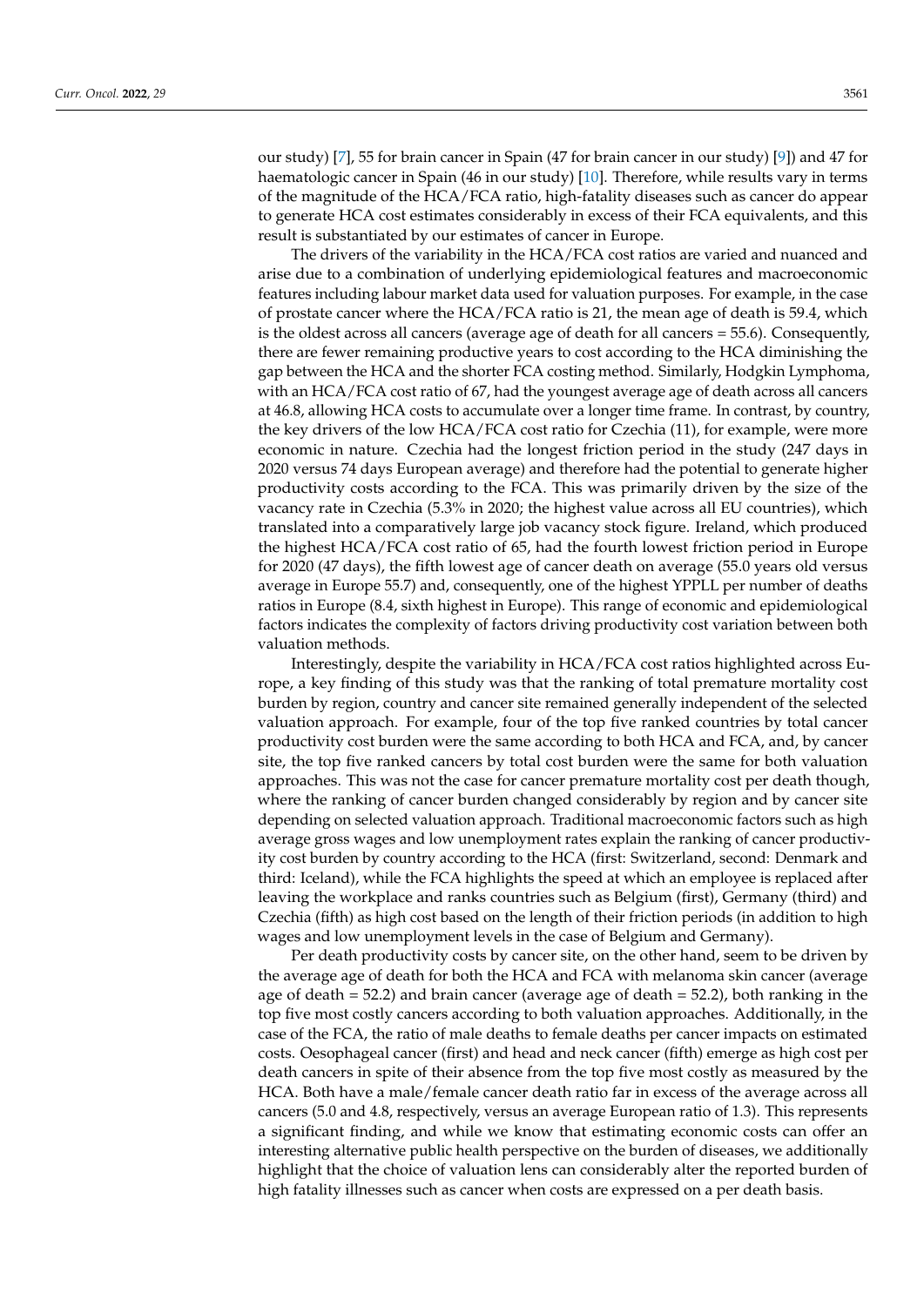our study) [7], 55 for brain cancer in Spain (47 for brain cancer in our study) [9]) and 47 for haematologic cancer in Spain (46 in our study) [10]. Therefore, while results vary in terms of the magnitude of the HCA/FCA ratio, high-fatality diseases such as cancer do appear to generate HCA cost estimates considerably in excess of their FCA equivalents, and this result is substantiated by our estimates of cancer in Europe.

The drivers of the variability in the HCA/FCA cost ratios are varied and nuanced and arise due to a combination of underlying epidemiological features and macroeconomic features including labour market data used for valuation purposes. For example, in the case of prostate cancer where the HCA/FCA ratio is 21, the mean age of death is 59.4, which is the oldest across all cancers (average age of death for all cancers = 55.6). Consequently, there are fewer remaining productive years to cost according to the HCA diminishing the gap between the HCA and the shorter FCA costing method. Similarly, Hodgkin Lymphoma, with an HCA/FCA cost ratio of 67, had the youngest average age of death across all cancers at 46.8, allowing HCA costs to accumulate over a longer time frame. In contrast, by country, the key drivers of the low HCA/FCA cost ratio for Czechia (11), for example, were more economic in nature. Czechia had the longest friction period in the study (247 days in 2020 versus 74 days European average) and therefore had the potential to generate higher productivity costs according to the FCA. This was primarily driven by the size of the vacancy rate in Czechia (5.3% in 2020; the highest value across all EU countries), which translated into a comparatively large job vacancy stock figure. Ireland, which produced the highest HCA/FCA cost ratio of 65, had the fourth lowest friction period in Europe for 2020 (47 days), the fifth lowest age of cancer death on average (55.0 years old versus average in Europe 55.7) and, consequently, one of the highest YPPLL per number of deaths ratios in Europe (8.4, sixth highest in Europe). This range of economic and epidemiological factors indicates the complexity of factors driving productivity cost variation between both valuation methods.

Interestingly, despite the variability in HCA/FCA cost ratios highlighted across Europe, a key finding of this study was that the ranking of total premature mortality cost burden by region, country and cancer site remained generally independent of the selected valuation approach. For example, four of the top five ranked countries by total cancer productivity cost burden were the same according to both HCA and FCA, and, by cancer site, the top five ranked cancers by total cost burden were the same for both valuation approaches. This was not the case for cancer premature mortality cost per death though, where the ranking of cancer burden changed considerably by region and by cancer site depending on selected valuation approach. Traditional macroeconomic factors such as high average gross wages and low unemployment rates explain the ranking of cancer productivity cost burden by country according to the HCA (first: Switzerland, second: Denmark and third: Iceland), while the FCA highlights the speed at which an employee is replaced after leaving the workplace and ranks countries such as Belgium (first), Germany (third) and Czechia (fifth) as high cost based on the length of their friction periods (in addition to high wages and low unemployment levels in the case of Belgium and Germany).

Per death productivity costs by cancer site, on the other hand, seem to be driven by the average age of death for both the HCA and FCA with melanoma skin cancer (average age of death = 52.2) and brain cancer (average age of death = 52.2), both ranking in the top five most costly cancers according to both valuation approaches. Additionally, in the case of the FCA, the ratio of male deaths to female deaths per cancer impacts on estimated costs. Oesophageal cancer (first) and head and neck cancer (fifth) emerge as high cost per death cancers in spite of their absence from the top five most costly as measured by the HCA. Both have a male/female cancer death ratio far in excess of the average across all cancers (5.0 and 4.8, respectively, versus an average European ratio of 1.3). This represents a significant finding, and while we know that estimating economic costs can offer an interesting alternative public health perspective on the burden of diseases, we additionally highlight that the choice of valuation lens can considerably alter the reported burden of high fatality illnesses such as cancer when costs are expressed on a per death basis.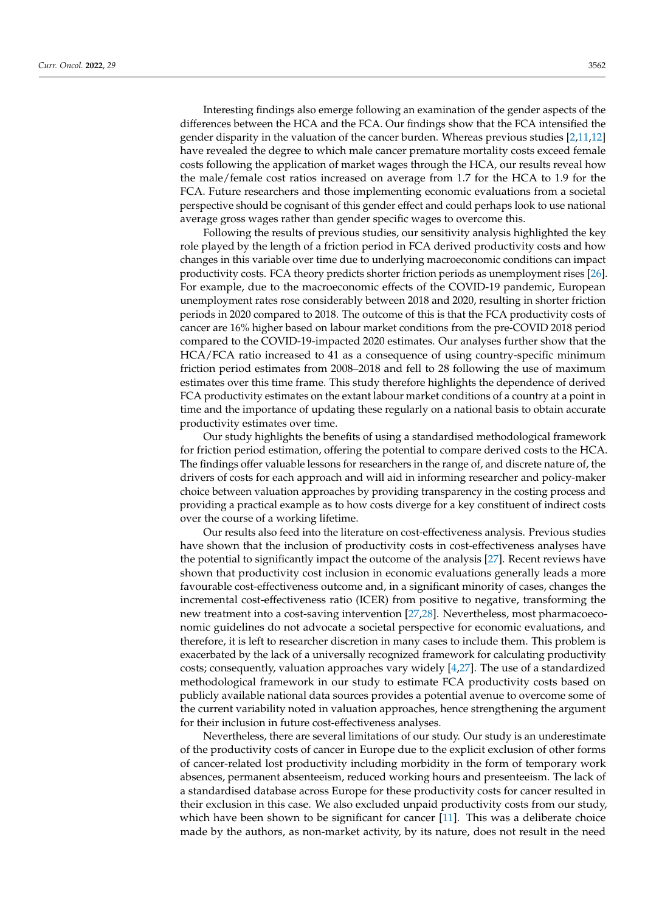Interesting findings also emerge following an examination of the gender aspects of the differences between the HCA and the FCA. Our findings show that the FCA intensified the gender disparity in the valuation of the cancer burden. Whereas previous studies [2,11,12] have revealed the degree to which male cancer premature mortality costs exceed female costs following the application of market wages through the HCA, our results reveal how the male/female cost ratios increased on average from 1.7 for the HCA to 1.9 for the FCA. Future researchers and those implementing economic evaluations from a societal perspective should be cognisant of this gender effect and could perhaps look to use national average gross wages rather than gender specific wages to overcome this.

Following the results of previous studies, our sensitivity analysis highlighted the key role played by the length of a friction period in FCA derived productivity costs and how changes in this variable over time due to underlying macroeconomic conditions can impact productivity costs. FCA theory predicts shorter friction periods as unemployment rises [26]. For example, due to the macroeconomic effects of the COVID-19 pandemic, European unemployment rates rose considerably between 2018 and 2020, resulting in shorter friction periods in 2020 compared to 2018. The outcome of this is that the FCA productivity costs of cancer are 16% higher based on labour market conditions from the pre-COVID 2018 period compared to the COVID-19-impacted 2020 estimates. Our analyses further show that the HCA/FCA ratio increased to 41 as a consequence of using country-specific minimum friction period estimates from 2008–2018 and fell to 28 following the use of maximum estimates over this time frame. This study therefore highlights the dependence of derived FCA productivity estimates on the extant labour market conditions of a country at a point in time and the importance of updating these regularly on a national basis to obtain accurate productivity estimates over time.

Our study highlights the benefits of using a standardised methodological framework for friction period estimation, offering the potential to compare derived costs to the HCA. The findings offer valuable lessons for researchers in the range of, and discrete nature of, the drivers of costs for each approach and will aid in informing researcher and policy-maker choice between valuation approaches by providing transparency in the costing process and providing a practical example as to how costs diverge for a key constituent of indirect costs over the course of a working lifetime.

Our results also feed into the literature on cost-effectiveness analysis. Previous studies have shown that the inclusion of productivity costs in cost-effectiveness analyses have the potential to significantly impact the outcome of the analysis [27]. Recent reviews have shown that productivity cost inclusion in economic evaluations generally leads a more favourable cost-effectiveness outcome and, in a significant minority of cases, changes the incremental cost-effectiveness ratio (ICER) from positive to negative, transforming the new treatment into a cost-saving intervention [27,28]. Nevertheless, most pharmacoeconomic guidelines do not advocate a societal perspective for economic evaluations, and therefore, it is left to researcher discretion in many cases to include them. This problem is exacerbated by the lack of a universally recognized framework for calculating productivity costs; consequently, valuation approaches vary widely [4,27]. The use of a standardized methodological framework in our study to estimate FCA productivity costs based on publicly available national data sources provides a potential avenue to overcome some of the current variability noted in valuation approaches, hence strengthening the argument for their inclusion in future cost-effectiveness analyses.

Nevertheless, there are several limitations of our study. Our study is an underestimate of the productivity costs of cancer in Europe due to the explicit exclusion of other forms of cancer-related lost productivity including morbidity in the form of temporary work absences, permanent absenteeism, reduced working hours and presenteeism. The lack of a standardised database across Europe for these productivity costs for cancer resulted in their exclusion in this case. We also excluded unpaid productivity costs from our study, which have been shown to be significant for cancer [11]. This was a deliberate choice made by the authors, as non-market activity, by its nature, does not result in the need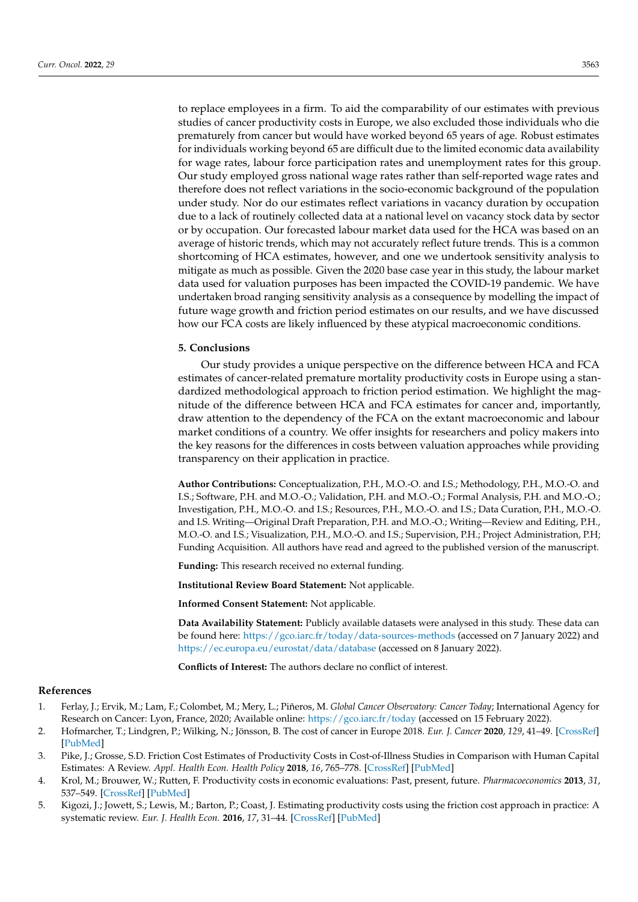to replace employees in a firm. To aid the comparability of our estimates with previous studies of cancer productivity costs in Europe, we also excluded those individuals who die prematurely from cancer but would have worked beyond 65 years of age. Robust estimates for individuals working beyond 65 are difficult due to the limited economic data availability for wage rates, labour force participation rates and unemployment rates for this group. Our study employed gross national wage rates rather than self-reported wage rates and therefore does not reflect variations in the socio-economic background of the population under study. Nor do our estimates reflect variations in vacancy duration by occupation due to a lack of routinely collected data at a national level on vacancy stock data by sector or by occupation. Our forecasted labour market data used for the HCA was based on an average of historic trends, which may not accurately reflect future trends. This is a common shortcoming of HCA estimates, however, and one we undertook sensitivity analysis to mitigate as much as possible. Given the 2020 base case year in this study, the labour market data used for valuation purposes has been impacted the COVID-19 pandemic. We have undertaken broad ranging sensitivity analysis as a consequence by modelling the impact of future wage growth and friction period estimates on our results, and we have discussed how our FCA costs are likely influenced by these atypical macroeconomic conditions.

## 5. Conclusions

Our study provides a unique perspective on the difference between HCA and FCA estimates of cancer-related premature mortality productivity costs in Europe using a standardized methodological approach to friction period estimation. We highlight the magnitude of the difference between HCA and FCA estimates for cancer and, importantly, draw attention to the dependency of the FCA on the extant macroeconomic and labour market conditions of a country. We offer insights for researchers and policy makers into the key reasons for the differences in costs between valuation approaches while providing transparency on their application in practice.

**Author Contributions:** Conceptualization, P.H., M.O.-O. and I.S.; Methodology, P.H., M.O.-O. and I.S.; Software, P.H. and M.O.-O.; Validation, P.H. and M.O.-O.; Formal Analysis, P.H. and M.O.-O.; Investigation, P.H., M.O.-O. and I.S.; Resources, P.H., M.O.-O. and I.S.; Data Curation, P.H., M.O.-O. and I.S. Writing—Original Draft Preparation, P.H. and M.O.-O.; Writing—Review and Editing, P.H., M.O.-O. and I.S.; Visualization, P.H., M.O.-O. and I.S.; Supervision, P.H.; Project Administration, P.H; Funding Acquisition. All authors have read and agreed to the published version of the manuscript.

**Funding:** This research received no external funding.

**Institutional Review Board Statement:** Not applicable.

**Informed Consent Statement:** Not applicable.

**Data Availability Statement:** Publicly available datasets were analysed in this study. These data can be found here: https://gco.iarc.fr/today/data-sources-methods (accessed on 7 January 2022) and https://ec.europa.eu/eurostat/data/database (accessed on 8 January 2022).

**Conflicts of Interest:** The authors declare no conflict of interest.

## References

1. Ferlay, J.; Ervik, M.; Lam, F.; Colombet, M.; Mery, L.; Piñeros, M. *Global Cancer Observatory: Cancer Today*; International Agency for Research on Cancer: Lyon, France, 2020; Available online: https://gco.iarc.fr/today (accessed on 15 February 2022).
2. Hofmarcher, T.; Lindgren, P.; Wilking, N.; Jönsson, B. The cost of cancer in Europe 2018. *Eur. J. Cancer* **2020**, *129*, 41–49. [CrossRef] [PubMed]
3. Pike, J.; Grosse, S.D. Friction Cost Estimates of Productivity Costs in Cost-of-Illness Studies in Comparison with Human Capital Estimates: A Review. *Appl. Health Econ. Health Policy* **2018**, *16*, 765–778. [CrossRef] [PubMed]
4. Krol, M.; Brouwer, W.; Rutten, F. Productivity costs in economic evaluations: Past, present, future. *Pharmacoeconomics* **2013**, *31*, 537–549. [CrossRef] [PubMed]
5. Kigozi, J.; Jowett, S.; Lewis, M.; Barton, P.; Coast, J. Estimating productivity costs using the friction cost approach in practice: A systematic review. *Eur. J. Health Econ.* **2016**, *17*, 31–44. [CrossRef] [PubMed]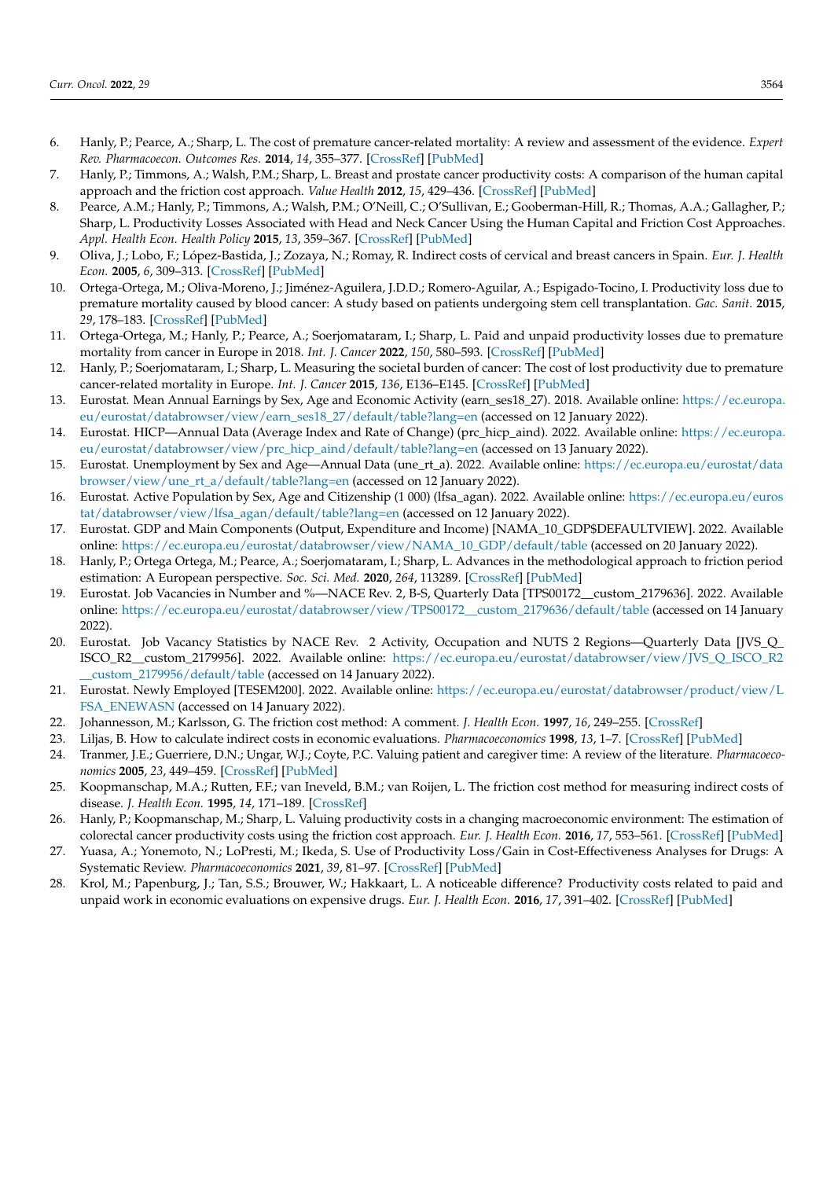6. Hanly, P.; Pearce, A.; Sharp, L. The cost of premature cancer-related mortality: A review and assessment of the evidence. *Expert Rev. Pharmacoecon. Outcomes Res.* **2014**, *14*, 355–377. [CrossRef] [PubMed]
7. Hanly, P.; Timmons, A.; Walsh, P.M.; Sharp, L. Breast and prostate cancer productivity costs: A comparison of the human capital approach and the friction cost approach. *Value Health* **2012**, *15*, 429–436. [CrossRef] [PubMed]
8. Pearce, A.M.; Hanly, P.; Timmons, A.; Walsh, P.M.; O'Neill, C.; O'Sullivan, E.; Gooberman-Hill, R.; Thomas, A.A.; Gallagher, P.; Sharp, L. Productivity Losses Associated with Head and Neck Cancer Using the Human Capital and Friction Cost Approaches. *Appl. Health Econ. Health Policy* **2015**, *13*, 359–367. [CrossRef] [PubMed]
9. Oliva, J.; Lobo, F.; López-Bastida, J.; Zozaya, N.; Romay, R. Indirect costs of cervical and breast cancers in Spain. *Eur. J. Health Econ.* **2005**, *6*, 309–313. [CrossRef] [PubMed]
10. Ortega-Ortega, M.; Oliva-Moreno, J.; Jiménez-Aguilera, J.D.D.; Romero-Aguilar, A.; Espigado-Tocino, I. Productivity loss due to premature mortality caused by blood cancer: A study based on patients undergoing stem cell transplantation. *Gac. Sanit.* **2015**, *29*, 178–183. [CrossRef] [PubMed]
11. Ortega-Ortega, M.; Hanly, P.; Pearce, A.; Soerjomataram, I.; Sharp, L. Paid and unpaid productivity losses due to premature mortality from cancer in Europe in 2018. *Int. J. Cancer* **2022**, *150*, 580–593. [CrossRef] [PubMed]
12. Hanly, P.; Soerjomataram, I.; Sharp, L. Measuring the societal burden of cancer: The cost of lost productivity due to premature cancer-related mortality in Europe. *Int. J. Cancer* **2015**, *136*, E136–E145. [CrossRef] [PubMed]
13. Eurostat. Mean Annual Earnings by Sex, Age and Economic Activity (earn_ses18_27). 2018. Available online: https://ec.europa.eu/eurostat/databrowser/view/earn_ses18_27/default/table?lang=en (accessed on 12 January 2022).
14. Eurostat. HICP—Annual Data (Average Index and Rate of Change) (prc_hicp_aind). 2022. Available online: https://ec.europa.eu/eurostat/databrowser/view/prc_hicp_aind/default/table?lang=en (accessed on 13 January 2022).
15. Eurostat. Unemployment by Sex and Age—Annual Data (une_rt_a). 2022. Available online: https://ec.europa.eu/eurostat/databrowser/view/une_rt_a/default/table?lang=en (accessed on 12 January 2022).
16. Eurostat. Active Population by Sex, Age and Citizenship (1 000) (lfsa_agan). 2022. Available online: https://ec.europa.eu/eurostat/databrowser/view/lfsa_agan/default/table?lang=en (accessed on 12 January 2022).
17. Eurostat. GDP and Main Components (Output, Expenditure and Income) [NAMA_10_GDP$DEFAULTVIEW]. 2022. Available online: https://ec.europa.eu/eurostat/databrowser/view/NAMA_10_GDP/default/table (accessed on 20 January 2022).
18. Hanly, P.; Ortega Ortega, M.; Pearce, A.; Soerjomataram, I.; Sharp, L. Advances in the methodological approach to friction period estimation: A European perspective. *Soc. Sci. Med.* **2020**, *264*, 113289. [CrossRef] [PubMed]
19. Eurostat. Job Vacancies in Number and %—NACE Rev. 2, B-S, Quarterly Data [TPS00172__custom_2179636]. 2022. Available online: https://ec.europa.eu/eurostat/databrowser/view/TPS00172__custom_2179636/default/table (accessed on 14 January 2022).
20. Eurostat. Job Vacancy Statistics by NACE Rev. 2 Activity, Occupation and NUTS 2 Regions—Quarterly Data [JVS_Q_ISCO_R2__custom_2179956]. 2022. Available online: https://ec.europa.eu/eurostat/databrowser/view/JVS_Q_ISCO_R2__custom_2179956/default/table (accessed on 14 January 2022).
21. Eurostat. Newly Employed [TESEM200]. 2022. Available online: https://ec.europa.eu/eurostat/databrowser/product/view/LFSA_ENEWASN (accessed on 14 January 2022).
22. Johannesson, M.; Karlsson, G. The friction cost method: A comment. *J. Health Econ.* **1997**, *16*, 249–255. [CrossRef]
23. Liljas, B. How to calculate indirect costs in economic evaluations. *Pharmacoeconomics* **1998**, *13*, 1–7. [CrossRef] [PubMed]
24. Tranmer, J.E.; Guerriere, D.N.; Ungar, W.J.; Coyte, P.C. Valuing patient and caregiver time: A review of the literature. *Pharmacoeconomics* **2005**, *23*, 449–459. [CrossRef] [PubMed]
25. Koopmanschap, M.A.; Rutten, F.F.; van Ineveld, B.M.; van Roijen, L. The friction cost method for measuring indirect costs of disease. *J. Health Econ.* **1995**, *14*, 171–189. [CrossRef]
26. Hanly, P.; Koopmanschap, M.; Sharp, L. Valuing productivity costs in a changing macroeconomic environment: The estimation of colorectal cancer productivity costs using the friction cost approach. *Eur. J. Health Econ.* **2016**, *17*, 553–561. [CrossRef] [PubMed]
27. Yuasa, A.; Yonemoto, N.; LoPresti, M.; Ikeda, S. Use of Productivity Loss/Gain in Cost-Effectiveness Analyses for Drugs: A Systematic Review. *Pharmacoeconomics* **2021**, *39*, 81–97. [CrossRef] [PubMed]
28. Krol, M.; Papenburg, J.; Tan, S.S.; Brouwer, W.; Hakkaart, L. A noticeable difference? Productivity costs related to paid and unpaid work in economic evaluations on expensive drugs. *Eur. J. Health Econ.* **2016**, *17*, 391–402. [CrossRef] [PubMed]